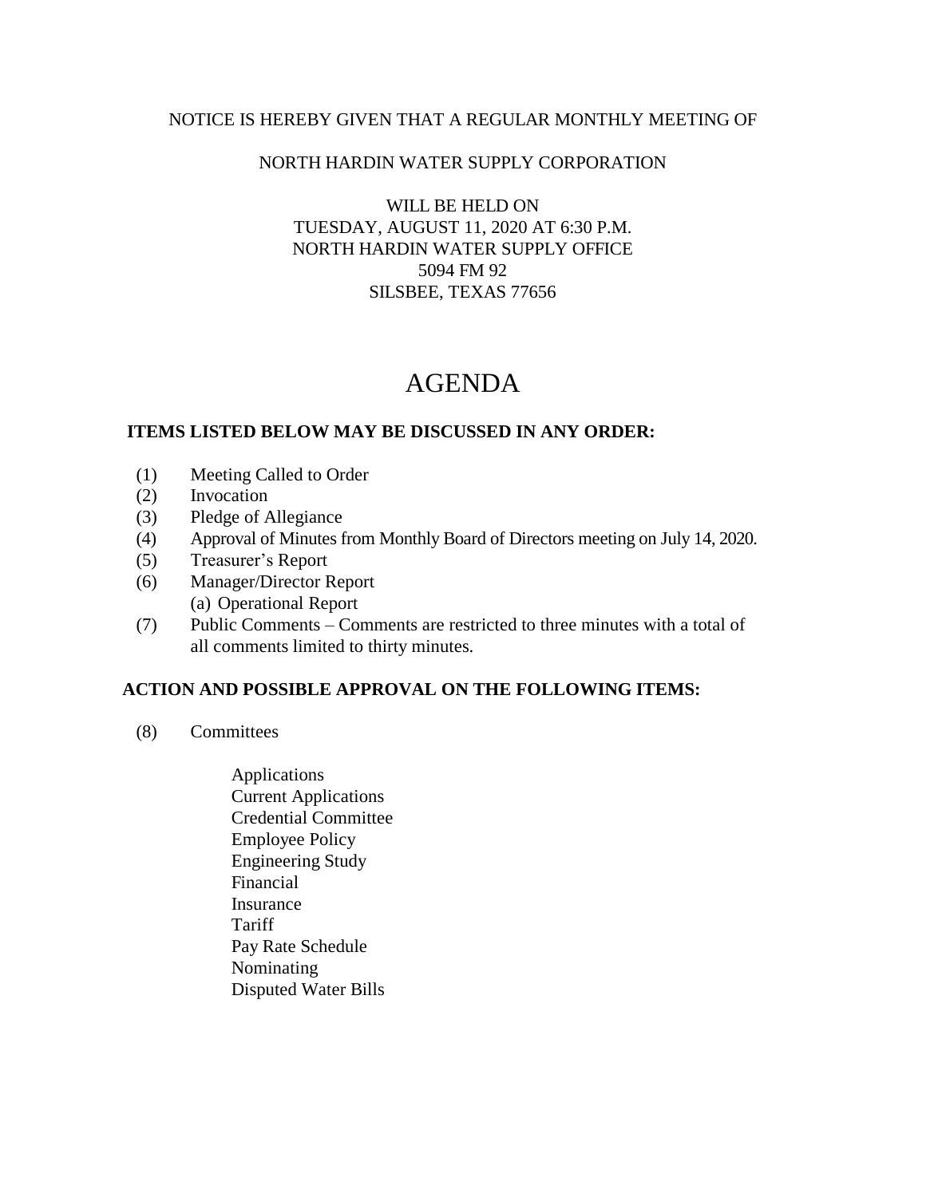NOTICE IS HEREBY GIVEN THAT A REGULAR MONTHLY MEETING OF

NORTH HARDIN WATER SUPPLY CORPORATION

WILL BE HELD ON
TUESDAY, AUGUST 11, 2020 AT 6:30 P.M.
NORTH HARDIN WATER SUPPLY OFFICE
5094 FM 92
SILSBEE, TEXAS 77656

# AGENDA

**ITEMS LISTED BELOW MAY BE DISCUSSED IN ANY ORDER:**

(1) Meeting Called to Order
(2) Invocation
(3) Pledge of Allegiance
(4) Approval of Minutes from Monthly Board of Directors meeting on July 14, 2020.
(5) Treasurer's Report
(6) Manager/Director Report
 (a) Operational Report
(7) Public Comments – Comments are restricted to three minutes with a total of all comments limited to thirty minutes.

**ACTION AND POSSIBLE APPROVAL ON THE FOLLOWING ITEMS:**

(8) Committees

Applications
Current Applications
Credential Committee
Employee Policy
Engineering Study
Financial
Insurance
Tariff
Pay Rate Schedule
Nominating
Disputed Water Bills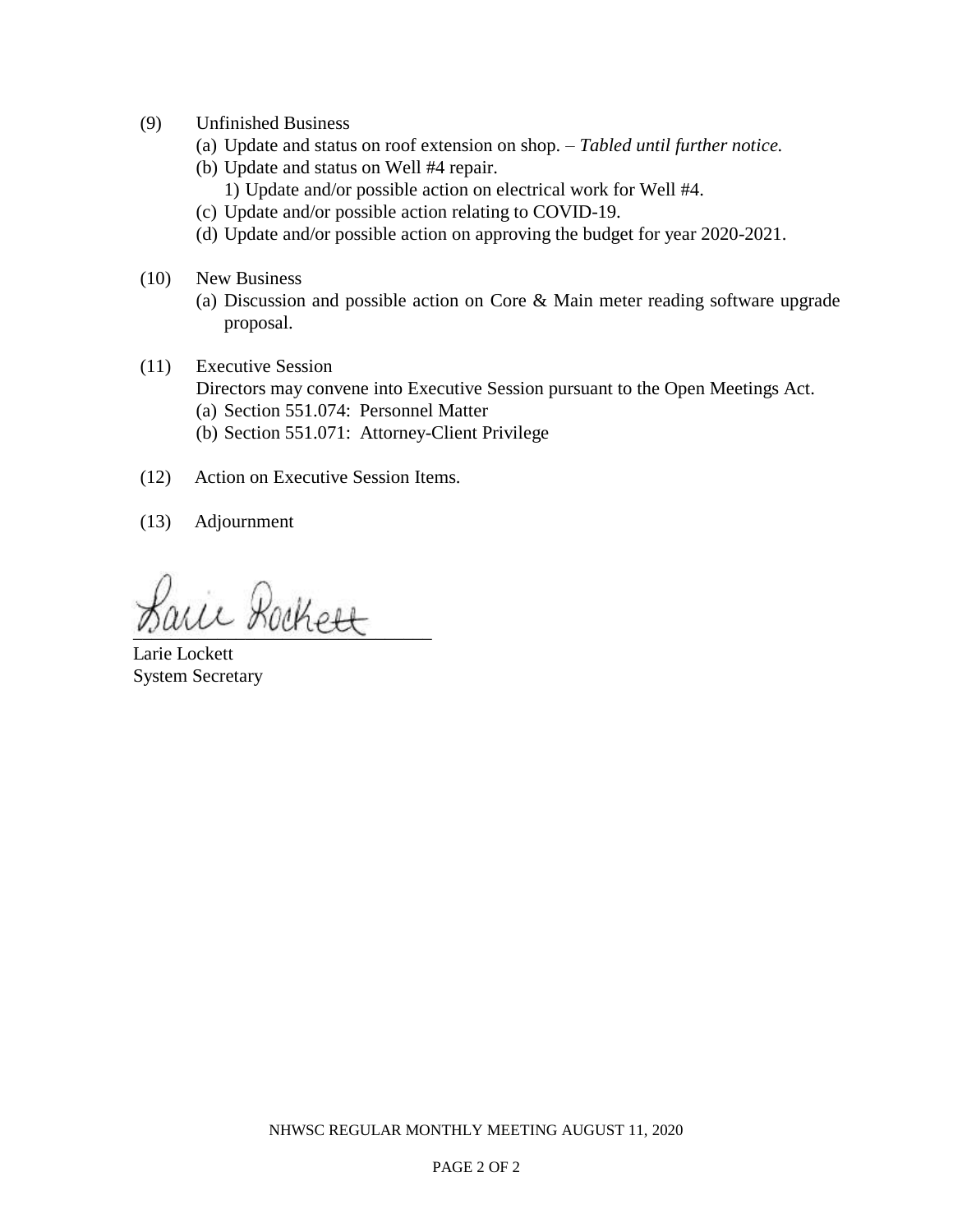(9) Unfinished Business

(a) Update and status on roof extension on shop. – *Tabled until further notice.*

(b) Update and status on Well #4 repair.

1) Update and/or possible action on electrical work for Well #4.

(c) Update and/or possible action relating to COVID-19.

(d) Update and/or possible action on approving the budget for year 2020-2021.

(10) New Business

(a) Discussion and possible action on Core & Main meter reading software upgrade proposal.

(11) Executive Session

Directors may convene into Executive Session pursuant to the Open Meetings Act.

(a) Section 551.074: Personnel Matter

(b) Section 551.071: Attorney-Client Privilege

(12) Action on Executive Session Items.

(13) Adjournment

Larie Lockett

Larie Lockett
System Secretary